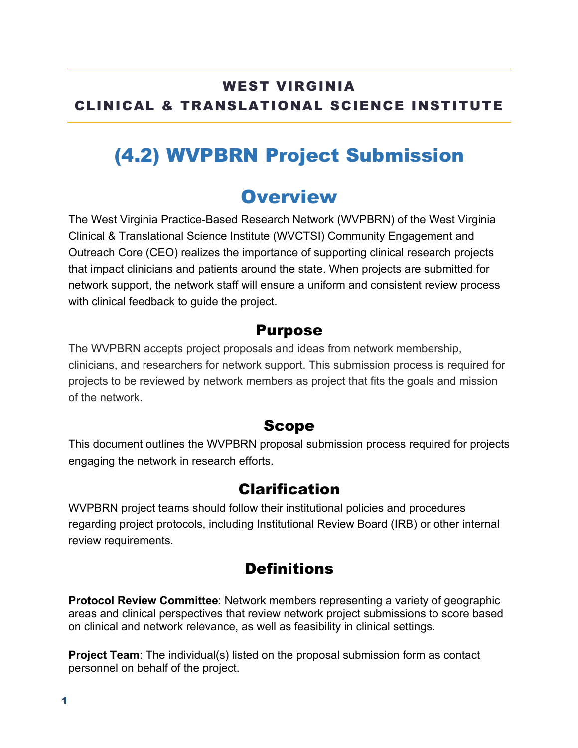**WEST VIRGINIA**
**CLINICAL & TRANSLATIONAL SCIENCE INSTITUTE**

# (4.2) WVPBRN Project Submission

## Overview

The West Virginia Practice-Based Research Network (WVPBRN) of the West Virginia Clinical & Translational Science Institute (WVCTSI) Community Engagement and Outreach Core (CEO) realizes the importance of supporting clinical research projects that impact clinicians and patients around the state. When projects are submitted for network support, the network staff will ensure a uniform and consistent review process with clinical feedback to guide the project.

### Purpose

The WVPBRN accepts project proposals and ideas from network membership, clinicians, and researchers for network support. This submission process is required for projects to be reviewed by network members as project that fits the goals and mission of the network.

### Scope

This document outlines the WVPBRN proposal submission process required for projects engaging the network in research efforts.

### Clarification

WVPBRN project teams should follow their institutional policies and procedures regarding project protocols, including Institutional Review Board (IRB) or other internal review requirements.

### Definitions

**Protocol Review Committee**: Network members representing a variety of geographic areas and clinical perspectives that review network project submissions to score based on clinical and network relevance, as well as feasibility in clinical settings.

**Project Team**: The individual(s) listed on the proposal submission form as contact personnel on behalf of the project.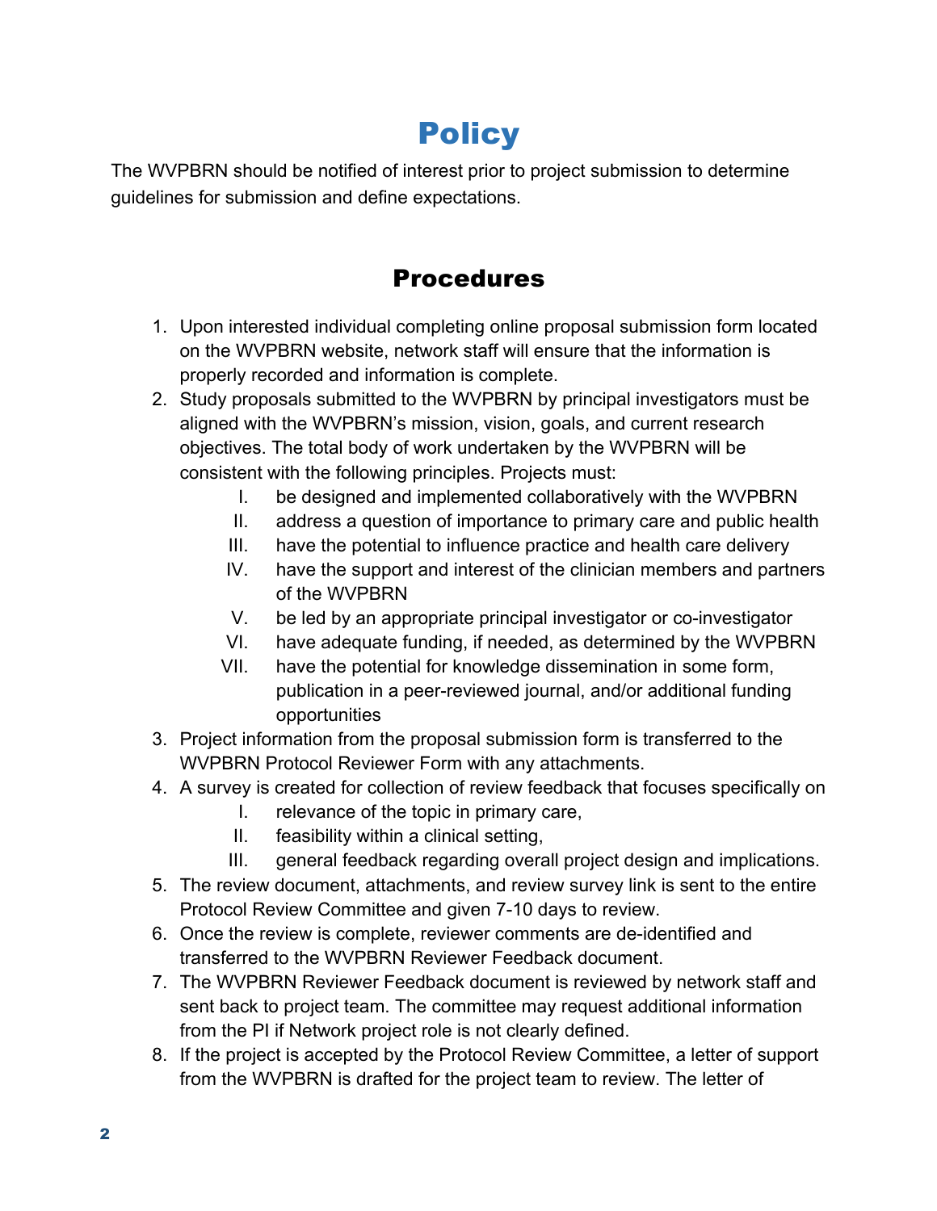# Policy

The WVPBRN should be notified of interest prior to project submission to determine guidelines for submission and define expectations.

## Procedures

1. Upon interested individual completing online proposal submission form located on the WVPBRN website, network staff will ensure that the information is properly recorded and information is complete.
2. Study proposals submitted to the WVPBRN by principal investigators must be aligned with the WVPBRN's mission, vision, goals, and current research objectives. The total body of work undertaken by the WVPBRN will be consistent with the following principles. Projects must:
    - I. be designed and implemented collaboratively with the WVPBRN
    - II. address a question of importance to primary care and public health
    - III. have the potential to influence practice and health care delivery
    - IV. have the support and interest of the clinician members and partners of the WVPBRN
    - V. be led by an appropriate principal investigator or co-investigator
    - VI. have adequate funding, if needed, as determined by the WVPBRN
    - VII. have the potential for knowledge dissemination in some form, publication in a peer-reviewed journal, and/or additional funding opportunities
3. Project information from the proposal submission form is transferred to the WVPBRN Protocol Reviewer Form with any attachments.
4. A survey is created for collection of review feedback that focuses specifically on
    - I. relevance of the topic in primary care,
    - II. feasibility within a clinical setting,
    - III. general feedback regarding overall project design and implications.
5. The review document, attachments, and review survey link is sent to the entire Protocol Review Committee and given 7-10 days to review.
6. Once the review is complete, reviewer comments are de-identified and transferred to the WVPBRN Reviewer Feedback document.
7. The WVPBRN Reviewer Feedback document is reviewed by network staff and sent back to project team. The committee may request additional information from the PI if Network project role is not clearly defined.
8. If the project is accepted by the Protocol Review Committee, a letter of support from the WVPBRN is drafted for the project team to review. The letter of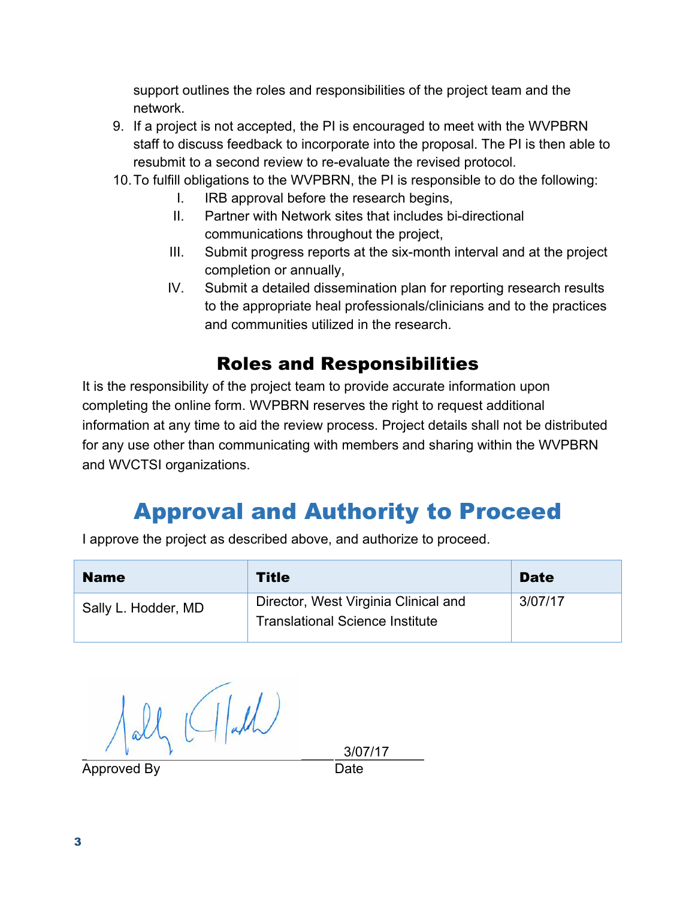support outlines the roles and responsibilities of the project team and the network.

9. If a project is not accepted, the PI is encouraged to meet with the WVPBRN staff to discuss feedback to incorporate into the proposal. The PI is then able to resubmit to a second review to re-evaluate the revised protocol.
10. To fulfill obligations to the WVPBRN, the PI is responsible to do the following:
    I. IRB approval before the research begins,
    II. Partner with Network sites that includes bi-directional communications throughout the project,
    III. Submit progress reports at the six-month interval and at the project completion or annually,
    IV. Submit a detailed dissemination plan for reporting research results to the appropriate heal professionals/clinicians and to the practices and communities utilized in the research.

## Roles and Responsibilities

It is the responsibility of the project team to provide accurate information upon completing the online form. WVPBRN reserves the right to request additional information at any time to aid the review process. Project details shall not be distributed for any use other than communicating with members and sharing within the WVPBRN and WVCTSI organizations.

# Approval and Authority to Proceed

I approve the project as described above, and authorize to proceed.

| Name | Title | Date |
|---|---|---|
| Sally L. Hodder, MD | Director, West Virginia Clinical and Translational Science Institute | 3/07/17 |

Approved By  
Date: 3/07/17